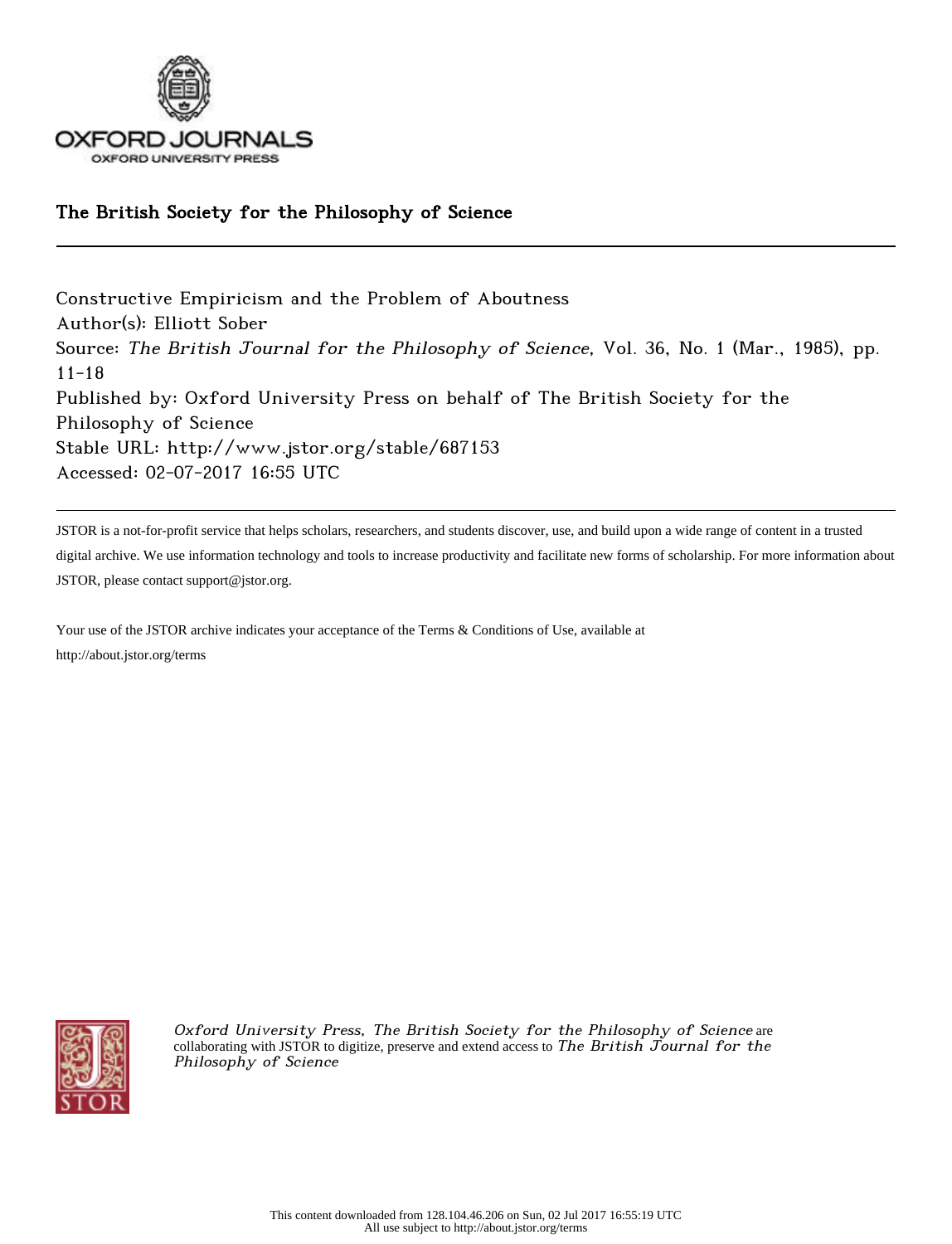OXFORD JOURNALS
OXFORD UNIVERSITY PRESS

## The British Society for the Philosophy of Science

---

Constructive Empiricism and the Problem of Aboutness
Author(s): Elliott Sober
Source: *The British Journal for the Philosophy of Science*, Vol. 36, No. 1 (Mar., 1985), pp. 11-18
Published by: Oxford University Press on behalf of The British Society for the Philosophy of Science
Stable URL: http://www.jstor.org/stable/687153
Accessed: 02-07-2017 16:55 UTC

---

JSTOR is a not-for-profit service that helps scholars, researchers, and students discover, use, and build upon a wide range of content in a trusted digital archive. We use information technology and tools to increase productivity and facilitate new forms of scholarship. For more information about JSTOR, please contact support@jstor.org.

Your use of the JSTOR archive indicates your acceptance of the Terms & Conditions of Use, available at http://about.jstor.org/terms

*Oxford University Press, The British Society for the Philosophy of Science* are collaborating with JSTOR to digitize, preserve and extend access to *The British Journal for the Philosophy of Science*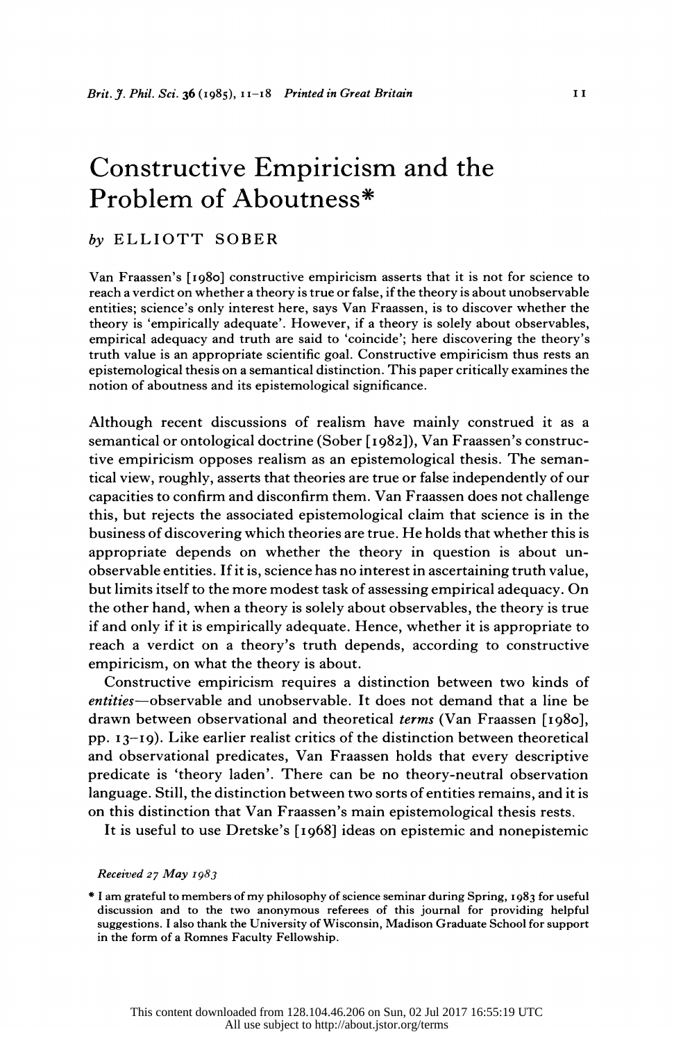# Constructive Empiricism and the Problem of Aboutness*

*by* ELLIOTT SOBER

Van Fraassen's [1980] constructive empiricism asserts that it is not for science to reach a verdict on whether a theory is true or false, if the theory is about unobservable entities; science's only interest here, says Van Fraassen, is to discover whether the theory is 'empirically adequate'. However, if a theory is solely about observables, empirical adequacy and truth are said to 'coincide'; here discovering the theory's truth value is an appropriate scientific goal. Constructive empiricism thus rests an epistemological thesis on a semantical distinction. This paper critically examines the notion of aboutness and its epistemological significance.

Although recent discussions of realism have mainly construed it as a semantical or ontological doctrine (Sober [1982]), Van Fraassen's constructive empiricism opposes realism as an epistemological thesis. The semantical view, roughly, asserts that theories are true or false independently of our capacities to confirm and disconfirm them. Van Fraassen does not challenge this, but rejects the associated epistemological claim that science is in the business of discovering which theories are true. He holds that whether this is appropriate depends on whether the theory in question is about unobservable entities. If it is, science has no interest in ascertaining truth value, but limits itself to the more modest task of assessing empirical adequacy. On the other hand, when a theory is solely about observables, the theory is true if and only if it is empirically adequate. Hence, whether it is appropriate to reach a verdict on a theory's truth depends, according to constructive empiricism, on what the theory is about.

Constructive empiricism requires a distinction between two kinds of *entities*—observable and unobservable. It does not demand that a line be drawn between observational and theoretical *terms* (Van Fraassen [1980], pp. 13–19). Like earlier realist critics of the distinction between theoretical and observational predicates, Van Fraassen holds that every descriptive predicate is 'theory laden'. There can be no theory-neutral observation language. Still, the distinction between two sorts of entities remains, and it is on this distinction that Van Fraassen's main epistemological thesis rests.

It is useful to use Dretske's [1968] ideas on epistemic and nonepistemic

*Received 27 May 1983*

\* I am grateful to members of my philosophy of science seminar during Spring, 1983 for useful discussion and to the two anonymous referees of this journal for providing helpful suggestions. I also thank the University of Wisconsin, Madison Graduate School for support in the form of a Romnes Faculty Fellowship.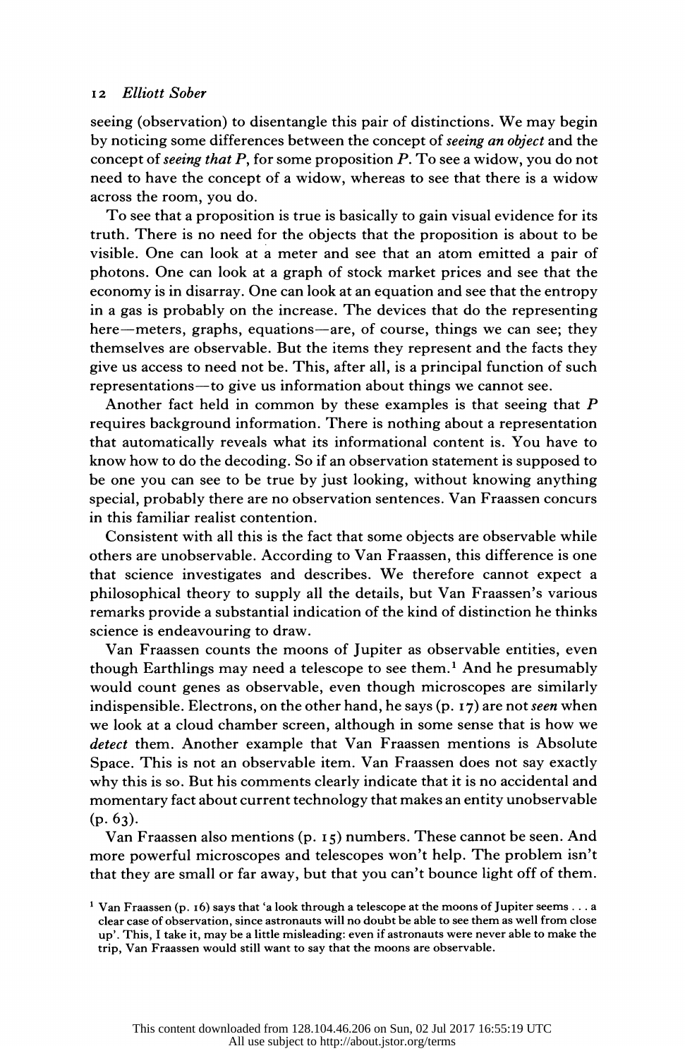seeing (observation) to disentangle this pair of distinctions. We may begin by noticing some differences between the concept of *seeing an object* and the concept of *seeing that P*, for some proposition *P*. To see a widow, you do not need to have the concept of a widow, whereas to see that there is a widow across the room, you do.

To see that a proposition is true is basically to gain visual evidence for its truth. There is no need for the objects that the proposition is about to be visible. One can look at a meter and see that an atom emitted a pair of photons. One can look at a graph of stock market prices and see that the economy is in disarray. One can look at an equation and see that the entropy in a gas is probably on the increase. The devices that do the representing here—meters, graphs, equations—are, of course, things we can see; they themselves are observable. But the items they represent and the facts they give us access to need not be. This, after all, is a principal function of such representations—to give us information about things we cannot see.

Another fact held in common by these examples is that seeing that *P* requires background information. There is nothing about a representation that automatically reveals what its informational content is. You have to know how to do the decoding. So if an observation statement is supposed to be one you can see to be true by just looking, without knowing anything special, probably there are no observation sentences. Van Fraassen concurs in this familiar realist contention.

Consistent with all this is the fact that some objects are observable while others are unobservable. According to Van Fraassen, this difference is one that science investigates and describes. We therefore cannot expect a philosophical theory to supply all the details, but Van Fraassen's various remarks provide a substantial indication of the kind of distinction he thinks science is endeavouring to draw.

Van Fraassen counts the moons of Jupiter as observable entities, even though Earthlings may need a telescope to see them.[1] And he presumably would count genes as observable, even though microscopes are similarly indispensible. Electrons, on the other hand, he says (p. 17) are not *seen* when we look at a cloud chamber screen, although in some sense that is how we *detect* them. Another example that Van Fraassen mentions is Absolute Space. This is not an observable item. Van Fraassen does not say exactly why this is so. But his comments clearly indicate that it is no accidental and momentary fact about current technology that makes an entity unobservable (p. 63).

Van Fraassen also mentions (p. 15) numbers. These cannot be seen. And more powerful microscopes and telescopes won't help. The problem isn't that they are small or far away, but that you can't bounce light off of them.

[1] Van Fraassen (p. 16) says that 'a look through a telescope at the moons of Jupiter seems . . . a clear case of observation, since astronauts will no doubt be able to see them as well from close up'. This, I take it, may be a little misleading: even if astronauts were never able to make the trip, Van Fraassen would still want to say that the moons are observable.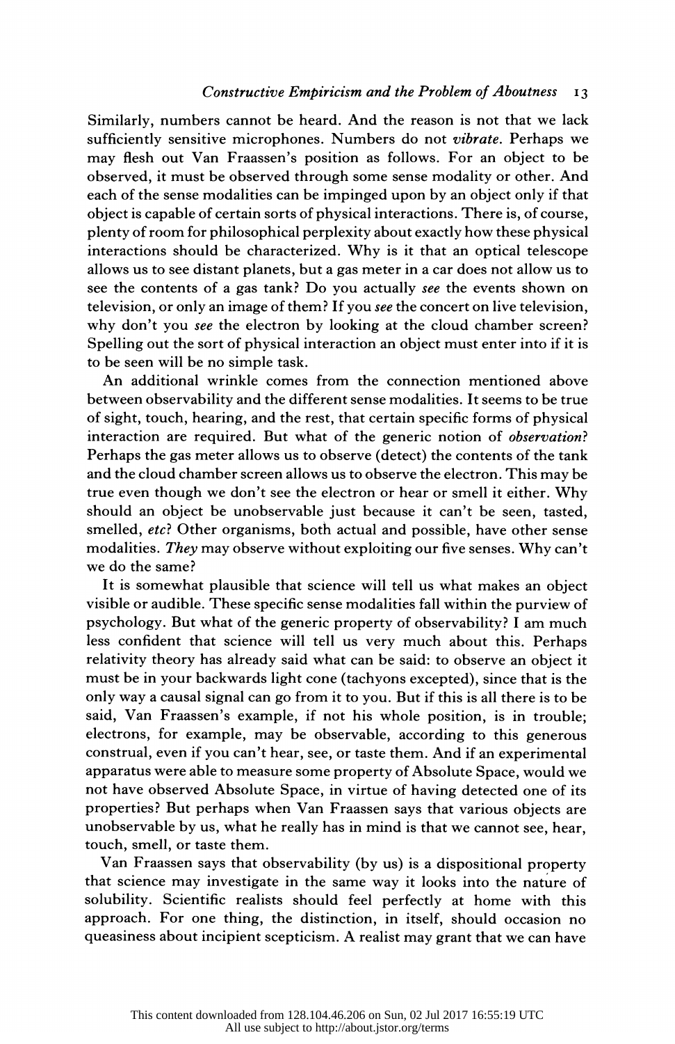Similarly, numbers cannot be heard. And the reason is not that we lack sufficiently sensitive microphones. Numbers do not *vibrate*. Perhaps we may flesh out Van Fraassen's position as follows. For an object to be observed, it must be observed through some sense modality or other. And each of the sense modalities can be impinged upon by an object only if that object is capable of certain sorts of physical interactions. There is, of course, plenty of room for philosophical perplexity about exactly how these physical interactions should be characterized. Why is it that an optical telescope allows us to see distant planets, but a gas meter in a car does not allow us to see the contents of a gas tank? Do you actually *see* the events shown on television, or only an image of them? If you *see* the concert on live television, why don't you *see* the electron by looking at the cloud chamber screen? Spelling out the sort of physical interaction an object must enter into if it is to be seen will be no simple task.

An additional wrinkle comes from the connection mentioned above between observability and the different sense modalities. It seems to be true of sight, touch, hearing, and the rest, that certain specific forms of physical interaction are required. But what of the generic notion of *observation*? Perhaps the gas meter allows us to observe (detect) the contents of the tank and the cloud chamber screen allows us to observe the electron. This may be true even though we don't see the electron or hear or smell it either. Why should an object be unobservable just because it can't be seen, tasted, smelled, *etc*? Other organisms, both actual and possible, have other sense modalities. *They* may observe without exploiting our five senses. Why can't we do the same?

It is somewhat plausible that science will tell us what makes an object visible or audible. These specific sense modalities fall within the purview of psychology. But what of the generic property of observability? I am much less confident that science will tell us very much about this. Perhaps relativity theory has already said what can be said: to observe an object it must be in your backwards light cone (tachyons excepted), since that is the only way a causal signal can go from it to you. But if this is all there is to be said, Van Fraassen's example, if not his whole position, is in trouble; electrons, for example, may be observable, according to this generous construal, even if you can't hear, see, or taste them. And if an experimental apparatus were able to measure some property of Absolute Space, would we not have observed Absolute Space, in virtue of having detected one of its properties? But perhaps when Van Fraassen says that various objects are unobservable by us, what he really has in mind is that we cannot see, hear, touch, smell, or taste them.

Van Fraassen says that observability (by us) is a dispositional property that science may investigate in the same way it looks into the nature of solubility. Scientific realists should feel perfectly at home with this approach. For one thing, the distinction, in itself, should occasion no queasiness about incipient scepticism. A realist may grant that we can have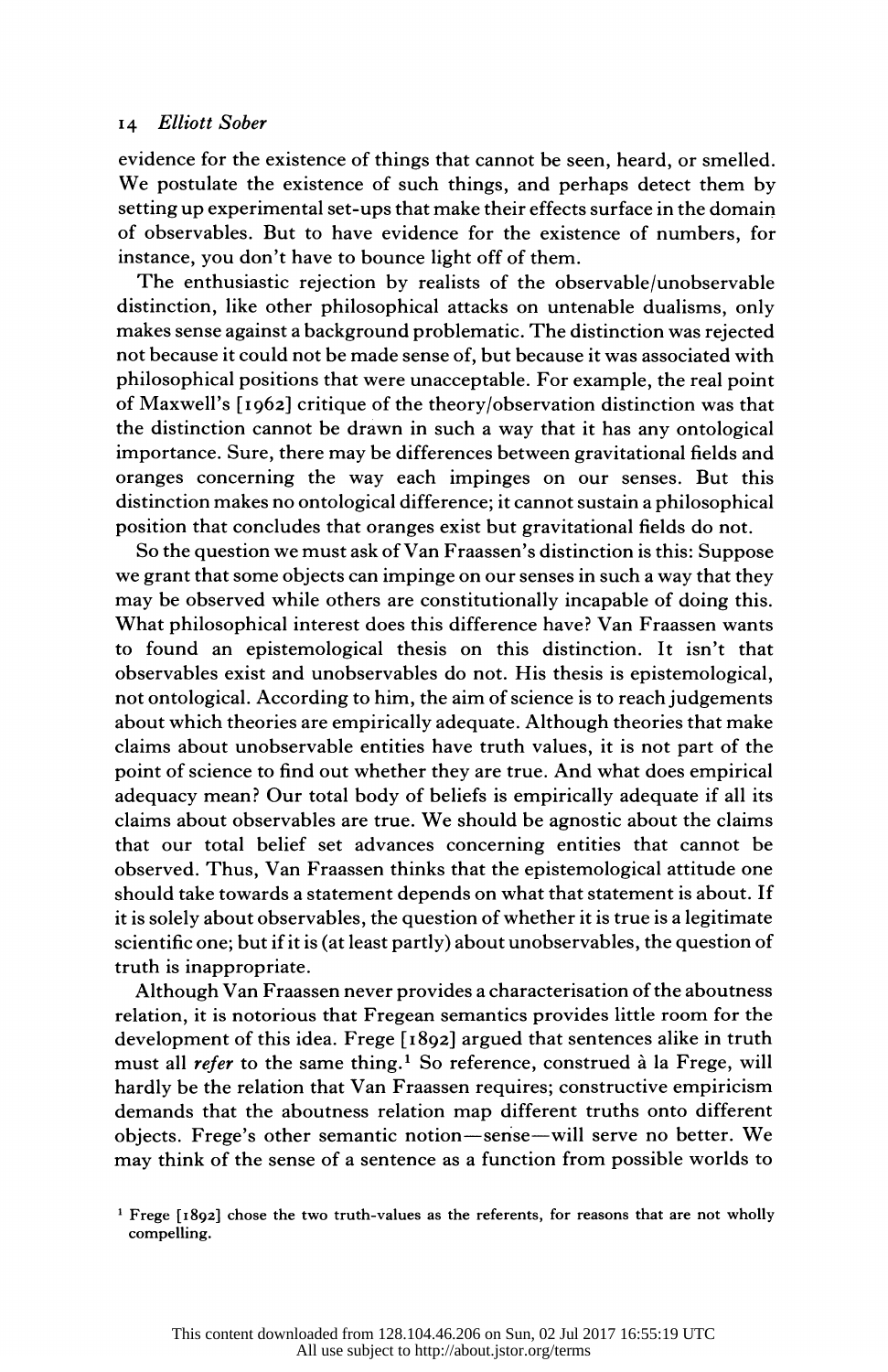evidence for the existence of things that cannot be seen, heard, or smelled. We postulate the existence of such things, and perhaps detect them by setting up experimental set-ups that make their effects surface in the domain of observables. But to have evidence for the existence of numbers, for instance, you don't have to bounce light off of them.

The enthusiastic rejection by realists of the observable/unobservable distinction, like other philosophical attacks on untenable dualisms, only makes sense against a background problematic. The distinction was rejected not because it could not be made sense of, but because it was associated with philosophical positions that were unacceptable. For example, the real point of Maxwell's [1962] critique of the theory/observation distinction was that the distinction cannot be drawn in such a way that it has any ontological importance. Sure, there may be differences between gravitational fields and oranges concerning the way each impinges on our senses. But this distinction makes no ontological difference; it cannot sustain a philosophical position that concludes that oranges exist but gravitational fields do not.

So the question we must ask of Van Fraassen's distinction is this: Suppose we grant that some objects can impinge on our senses in such a way that they may be observed while others are constitutionally incapable of doing this. What philosophical interest does this difference have? Van Fraassen wants to found an epistemological thesis on this distinction. It isn't that observables exist and unobservables do not. His thesis is epistemological, not ontological. According to him, the aim of science is to reach judgements about which theories are empirically adequate. Although theories that make claims about unobservable entities have truth values, it is not part of the point of science to find out whether they are true. And what does empirical adequacy mean? Our total body of beliefs is empirically adequate if all its claims about observables are true. We should be agnostic about the claims that our total belief set advances concerning entities that cannot be observed. Thus, Van Fraassen thinks that the epistemological attitude one should take towards a statement depends on what that statement is about. If it is solely about observables, the question of whether it is true is a legitimate scientific one; but if it is (at least partly) about unobservables, the question of truth is inappropriate.

Although Van Fraassen never provides a characterisation of the aboutness relation, it is notorious that Fregean semantics provides little room for the development of this idea. Frege [1892] argued that sentences alike in truth must all *refer* to the same thing.[1] So reference, construed à la Frege, will hardly be the relation that Van Fraassen requires; constructive empiricism demands that the aboutness relation map different truths onto different objects. Frege's other semantic notion—sense—will serve no better. We may think of the sense of a sentence as a function from possible worlds to

[1] Frege [1892] chose the two truth-values as the referents, for reasons that are not wholly compelling.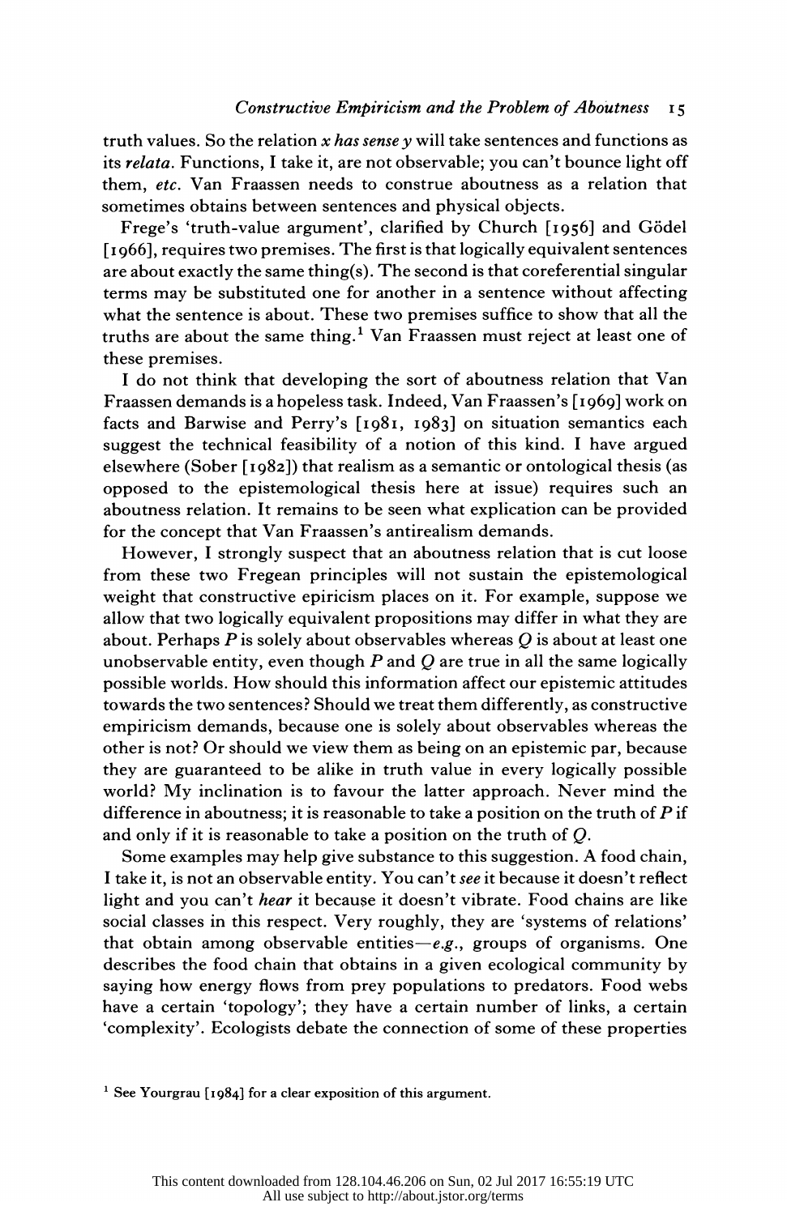truth values. So the relation *x has sense y* will take sentences and functions as its *relata*. Functions, I take it, are not observable; you can't bounce light off them, *etc.* Van Fraassen needs to construe aboutness as a relation that sometimes obtains between sentences and physical objects.

Frege's 'truth-value argument', clarified by Church [1956] and Gödel [1966], requires two premises. The first is that logically equivalent sentences are about exactly the same thing(s). The second is that coreferential singular terms may be substituted one for another in a sentence without affecting what the sentence is about. These two premises suffice to show that all the truths are about the same thing.[1] Van Fraassen must reject at least one of these premises.

I do not think that developing the sort of aboutness relation that Van Fraassen demands is a hopeless task. Indeed, Van Fraassen's [1969] work on facts and Barwise and Perry's [1981, 1983] on situation semantics each suggest the technical feasibility of a notion of this kind. I have argued elsewhere (Sober [1982]) that realism as a semantic or ontological thesis (as opposed to the epistemological thesis here at issue) requires such an aboutness relation. It remains to be seen what explication can be provided for the concept that Van Fraassen's antirealism demands.

However, I strongly suspect that an aboutness relation that is cut loose from these two Fregean principles will not sustain the epistemological weight that constructive epiricism places on it. For example, suppose we allow that two logically equivalent propositions may differ in what they are about. Perhaps *P* is solely about observables whereas *Q* is about at least one unobservable entity, even though *P* and *Q* are true in all the same logically possible worlds. How should this information affect our epistemic attitudes towards the two sentences? Should we treat them differently, as constructive empiricism demands, because one is solely about observables whereas the other is not? Or should we view them as being on an epistemic par, because they are guaranteed to be alike in truth value in every logically possible world? My inclination is to favour the latter approach. Never mind the difference in aboutness; it is reasonable to take a position on the truth of *P* if and only if it is reasonable to take a position on the truth of *Q*.

Some examples may help give substance to this suggestion. A food chain, I take it, is not an observable entity. You can't *see* it because it doesn't reflect light and you can't *hear* it because it doesn't vibrate. Food chains are like social classes in this respect. Very roughly, they are 'systems of relations' that obtain among observable entities—*e.g.*, groups of organisms. One describes the food chain that obtains in a given ecological community by saying how energy flows from prey populations to predators. Food webs have a certain 'topology'; they have a certain number of links, a certain 'complexity'. Ecologists debate the connection of some of these properties

[1] See Yourgrau [1984] for a clear exposition of this argument.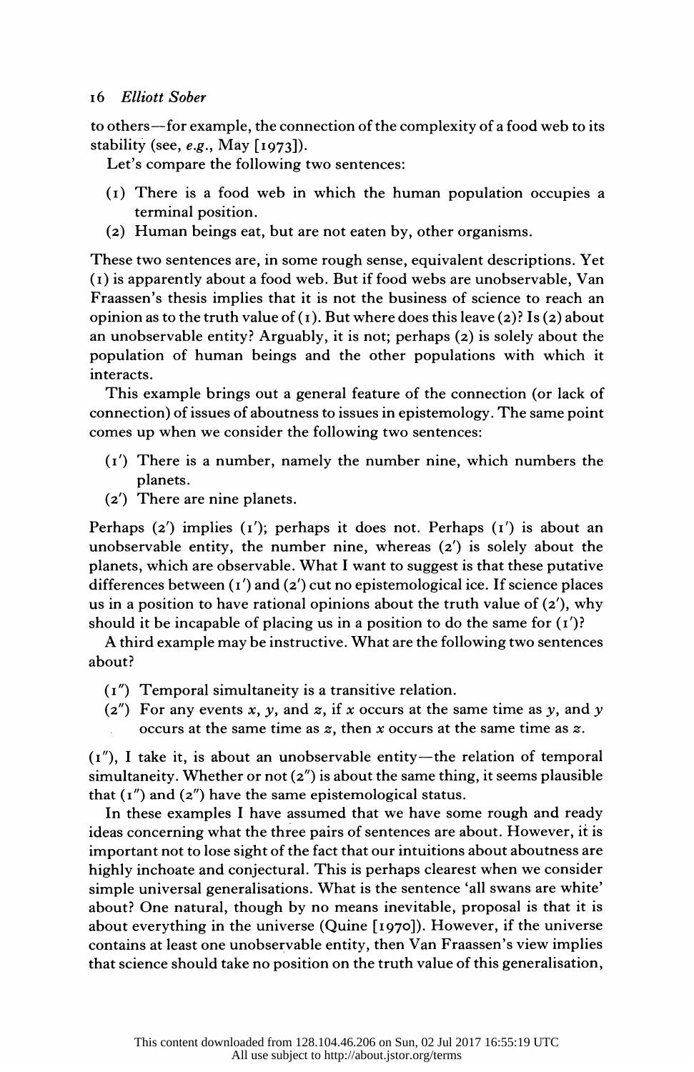to others—for example, the connection of the complexity of a food web to its stability (see, *e.g.*, May [1973]).

Let's compare the following two sentences:

(1) There is a food web in which the human population occupies a terminal position.
(2) Human beings eat, but are not eaten by, other organisms.

These two sentences are, in some rough sense, equivalent descriptions. Yet (1) is apparently about a food web. But if food webs are unobservable, Van Fraassen's thesis implies that it is not the business of science to reach an opinion as to the truth value of (1). But where does this leave (2)? Is (2) about an unobservable entity? Arguably, it is not; perhaps (2) is solely about the population of human beings and the other populations with which it interacts.

This example brings out a general feature of the connection (or lack of connection) of issues of aboutness to issues in epistemology. The same point comes up when we consider the following two sentences:

(1′) There is a number, namely the number nine, which numbers the planets.
(2′) There are nine planets.

Perhaps (2′) implies (1′); perhaps it does not. Perhaps (1′) is about an unobservable entity, the number nine, whereas (2′) is solely about the planets, which are observable. What I want to suggest is that these putative differences between (1′) and (2′) cut no epistemological ice. If science places us in a position to have rational opinions about the truth value of (2′), why should it be incapable of placing us in a position to do the same for (1′)?

A third example may be instructive. What are the following two sentences about?

(1″) Temporal simultaneity is a transitive relation.
(2″) For any events $x$, $y$, and $z$, if $x$ occurs at the same time as $y$, and $y$ occurs at the same time as $z$, then $x$ occurs at the same time as $z$.

(1″), I take it, is about an unobservable entity—the relation of temporal simultaneity. Whether or not (2″) is about the same thing, it seems plausible that (1″) and (2″) have the same epistemological status.

In these examples I have assumed that we have some rough and ready ideas concerning what the three pairs of sentences are about. However, it is important not to lose sight of the fact that our intuitions about aboutness are highly inchoate and conjectural. This is perhaps clearest when we consider simple universal generalisations. What is the sentence 'all swans are white' about? One natural, though by no means inevitable, proposal is that it is about everything in the universe (Quine [1970]). However, if the universe contains at least one unobservable entity, then Van Fraassen's view implies that science should take no position on the truth value of this generalisation,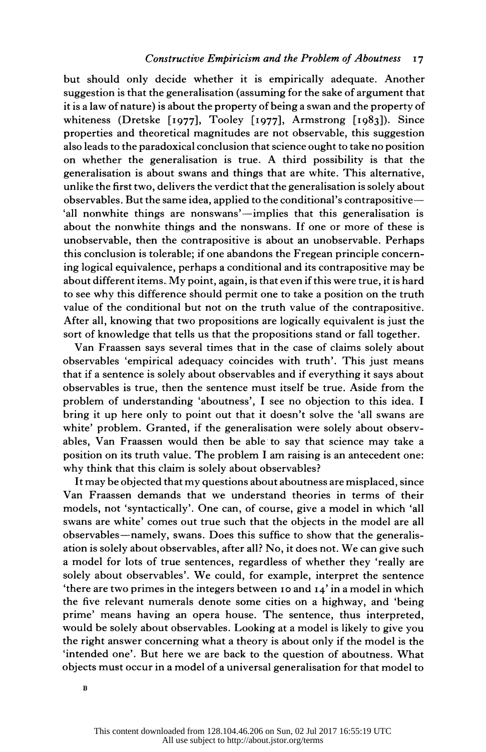but should only decide whether it is empirically adequate. Another suggestion is that the generalisation (assuming for the sake of argument that it is a law of nature) is about the property of being a swan and the property of whiteness (Dretske [1977], Tooley [1977], Armstrong [1983]). Since properties and theoretical magnitudes are not observable, this suggestion also leads to the paradoxical conclusion that science ought to take no position on whether the generalisation is true. A third possibility is that the generalisation is about swans and things that are white. This alternative, unlike the first two, delivers the verdict that the generalisation is solely about observables. But the same idea, applied to the conditional's contrapositive—'all nonwhite things are nonswans'—implies that this generalisation is about the nonwhite things and the nonswans. If one or more of these is unobservable, then the contrapositive is about an unobservable. Perhaps this conclusion is tolerable; if one abandons the Fregean principle concerning logical equivalence, perhaps a conditional and its contrapositive may be about different items. My point, again, is that even if this were true, it is hard to see why this difference should permit one to take a position on the truth value of the conditional but not on the truth value of the contrapositive. After all, knowing that two propositions are logically equivalent is just the sort of knowledge that tells us that the propositions stand or fall together.

Van Fraassen says several times that in the case of claims solely about observables 'empirical adequacy coincides with truth'. This just means that if a sentence is solely about observables and if everything it says about observables is true, then the sentence must itself be true. Aside from the problem of understanding 'aboutness', I see no objection to this idea. I bring it up here only to point out that it doesn't solve the 'all swans are white' problem. Granted, if the generalisation were solely about observables, Van Fraassen would then be able to say that science may take a position on its truth value. The problem I am raising is an antecedent one: why think that this claim is solely about observables?

It may be objected that my questions about aboutness are misplaced, since Van Fraassen demands that we understand theories in terms of their models, not 'syntactically'. One can, of course, give a model in which 'all swans are white' comes out true such that the objects in the model are all observables—namely, swans. Does this suffice to show that the generalisation is solely about observables, after all? No, it does not. We can give such a model for lots of true sentences, regardless of whether they 'really are solely about observables'. We could, for example, interpret the sentence 'there are two primes in the integers between 10 and 14' in a model in which the five relevant numerals denote some cities on a highway, and 'being prime' means having an opera house. The sentence, thus interpreted, would be solely about observables. Looking at a model is likely to give you the right answer concerning what a theory is about only if the model is the 'intended one'. But here we are back to the question of aboutness. What objects must occur in a model of a universal generalisation for that model to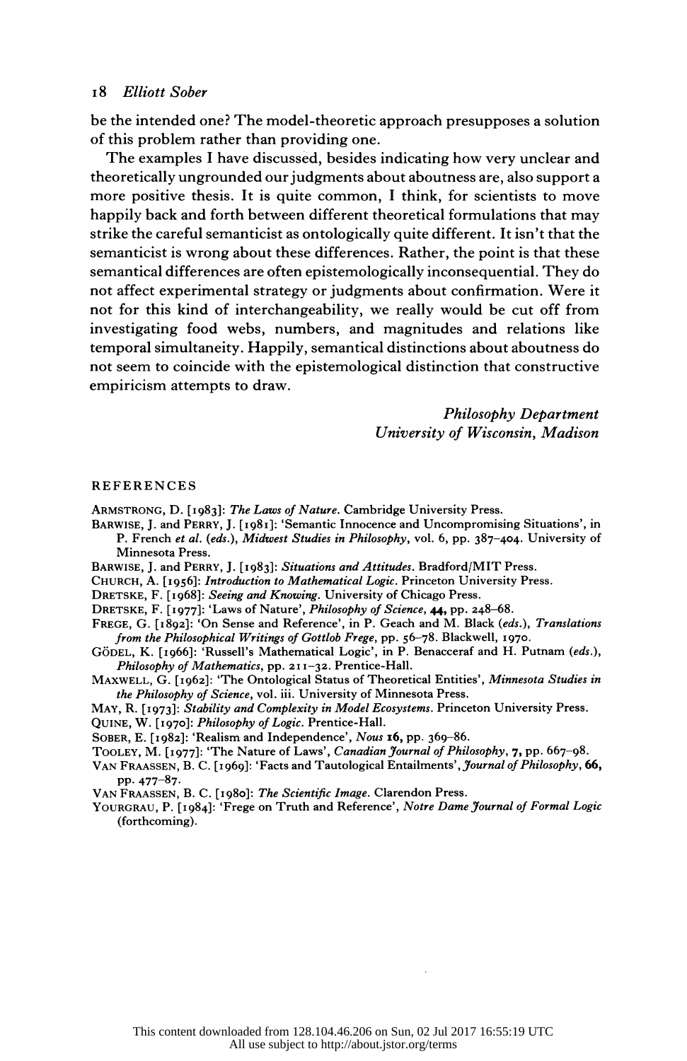be the intended one? The model-theoretic approach presupposes a solution of this problem rather than providing one.

The examples I have discussed, besides indicating how very unclear and theoretically ungrounded our judgments about aboutness are, also support a more positive thesis. It is quite common, I think, for scientists to move happily back and forth between different theoretical formulations that may strike the careful semanticist as ontologically quite different. It isn't that the semanticist is wrong about these differences. Rather, the point is that these semantical differences are often epistemologically inconsequential. They do not affect experimental strategy or judgments about confirmation. Were it not for this kind of interchangeability, we really would be cut off from investigating food webs, numbers, and magnitudes and relations like temporal simultaneity. Happily, semantical distinctions about aboutness do not seem to coincide with the epistemological distinction that constructive empiricism attempts to draw.

*Philosophy Department*
*University of Wisconsin, Madison*

## REFERENCES

ARMSTRONG, D. [1983]: *The Laws of Nature*. Cambridge University Press.

BARWISE, J. and PERRY, J. [1981]: 'Semantic Innocence and Uncompromising Situations', in P. French *et al.* (*eds.*), *Midwest Studies in Philosophy*, vol. 6, pp. 387–404. University of Minnesota Press.

BARWISE, J. and PERRY, J. [1983]: *Situations and Attitudes*. Bradford/MIT Press.

CHURCH, A. [1956]: *Introduction to Mathematical Logic*. Princeton University Press.

DRETSKE, F. [1968]: *Seeing and Knowing*. University of Chicago Press.

DRETSKE, F. [1977]: 'Laws of Nature', *Philosophy of Science*, **44**, pp. 248–68.

FREGE, G. [1892]: 'On Sense and Reference', in P. Geach and M. Black (*eds.*), *Translations from the Philosophical Writings of Gottlob Frege*, pp. 56–78. Blackwell, 1970.

GÖDEL, K. [1966]: 'Russell's Mathematical Logic', in P. Benacceraf and H. Putnam (*eds.*), *Philosophy of Mathematics*, pp. 211–32. Prentice-Hall.

MAXWELL, G. [1962]: 'The Ontological Status of Theoretical Entities', *Minnesota Studies in the Philosophy of Science*, vol. iii. University of Minnesota Press.

MAY, R. [1973]: *Stability and Complexity in Model Ecosystems*. Princeton University Press.

QUINE, W. [1970]: *Philosophy of Logic*. Prentice-Hall.

SOBER, E. [1982]: 'Realism and Independence', *Nous* **16**, pp. 369–86.

TOOLEY, M. [1977]: 'The Nature of Laws', *Canadian Journal of Philosophy*, **7**, pp. 667–98.

VAN FRAASSEN, B. C. [1969]: 'Facts and Tautological Entailments', *Journal of Philosophy*, **66**, pp. 477–87.

VAN FRAASSEN, B. C. [1980]: *The Scientific Image*. Clarendon Press.

YOURGRAU, P. [1984]: 'Frege on Truth and Reference', *Notre Dame Journal of Formal Logic* (forthcoming).